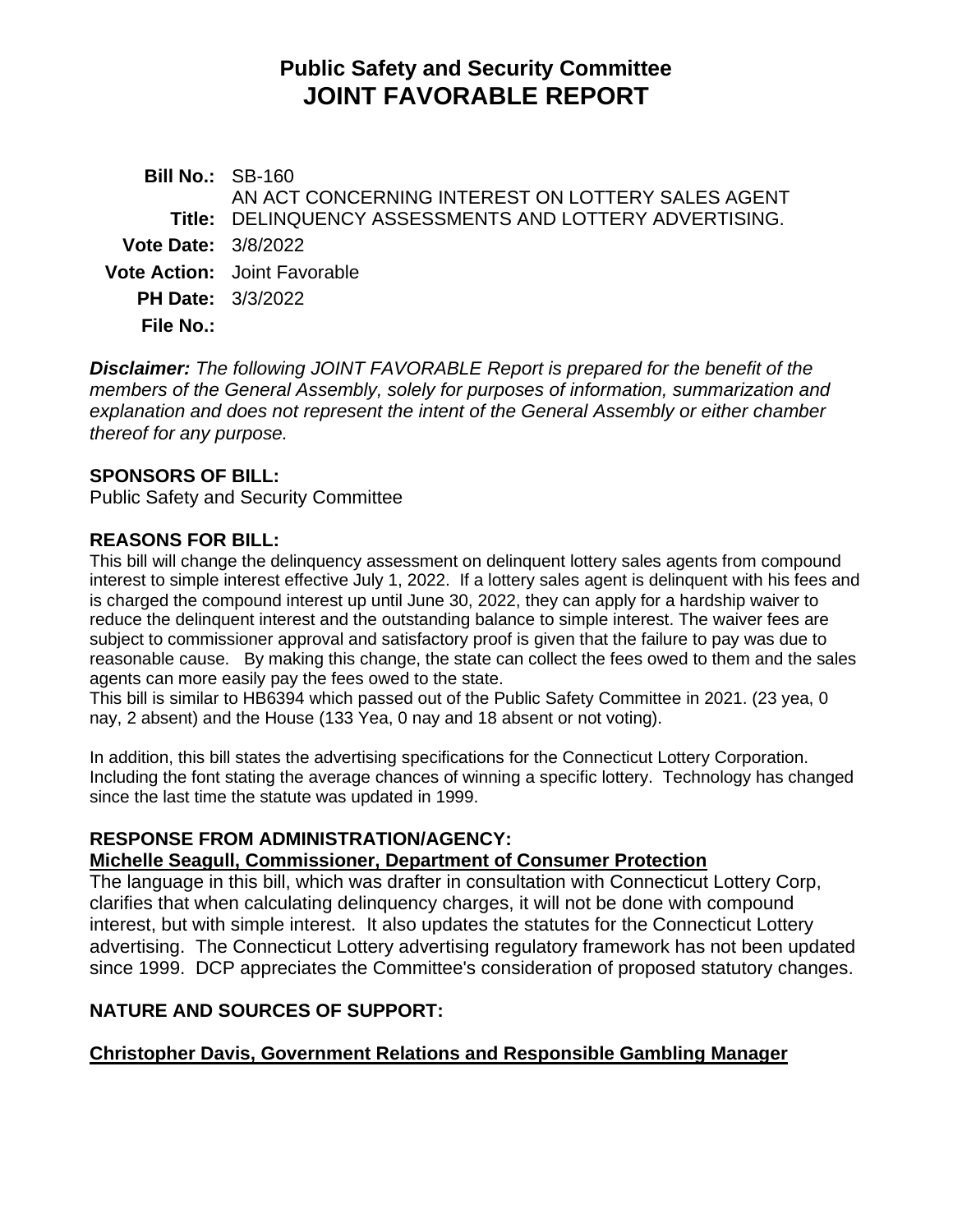# Public Safety and Security Committee
# JOINT FAVORABLE REPORT

**Bill No.:** SB-160

**Title:** AN ACT CONCERNING INTEREST ON LOTTERY SALES AGENT DELINQUENCY ASSESSMENTS AND LOTTERY ADVERTISING.

**Vote Date:** 3/8/2022

**Vote Action:** Joint Favorable

**PH Date:** 3/3/2022

**File No.:**

***Disclaimer:*** *The following JOINT FAVORABLE Report is prepared for the benefit of the members of the General Assembly, solely for purposes of information, summarization and explanation and does not represent the intent of the General Assembly or either chamber thereof for any purpose.*

## SPONSORS OF BILL:

Public Safety and Security Committee

## REASONS FOR BILL:

This bill will change the delinquency assessment on delinquent lottery sales agents from compound interest to simple interest effective July 1, 2022. If a lottery sales agent is delinquent with his fees and is charged the compound interest up until June 30, 2022, they can apply for a hardship waiver to reduce the delinquent interest and the outstanding balance to simple interest. The waiver fees are subject to commissioner approval and satisfactory proof is given that the failure to pay was due to reasonable cause. By making this change, the state can collect the fees owed to them and the sales agents can more easily pay the fees owed to the state.

This bill is similar to HB6394 which passed out of the Public Safety Committee in 2021. (23 yea, 0 nay, 2 absent) and the House (133 Yea, 0 nay and 18 absent or not voting).

In addition, this bill states the advertising specifications for the Connecticut Lottery Corporation. Including the font stating the average chances of winning a specific lottery. Technology has changed since the last time the statute was updated in 1999.

## RESPONSE FROM ADMINISTRATION/AGENCY:

**Michelle Seagull, Commissioner, Department of Consumer Protection**

The language in this bill, which was drafter in consultation with Connecticut Lottery Corp, clarifies that when calculating delinquency charges, it will not be done with compound interest, but with simple interest. It also updates the statutes for the Connecticut Lottery advertising. The Connecticut Lottery advertising regulatory framework has not been updated since 1999. DCP appreciates the Committee's consideration of proposed statutory changes.

## NATURE AND SOURCES OF SUPPORT:

**Christopher Davis, Government Relations and Responsible Gambling Manager**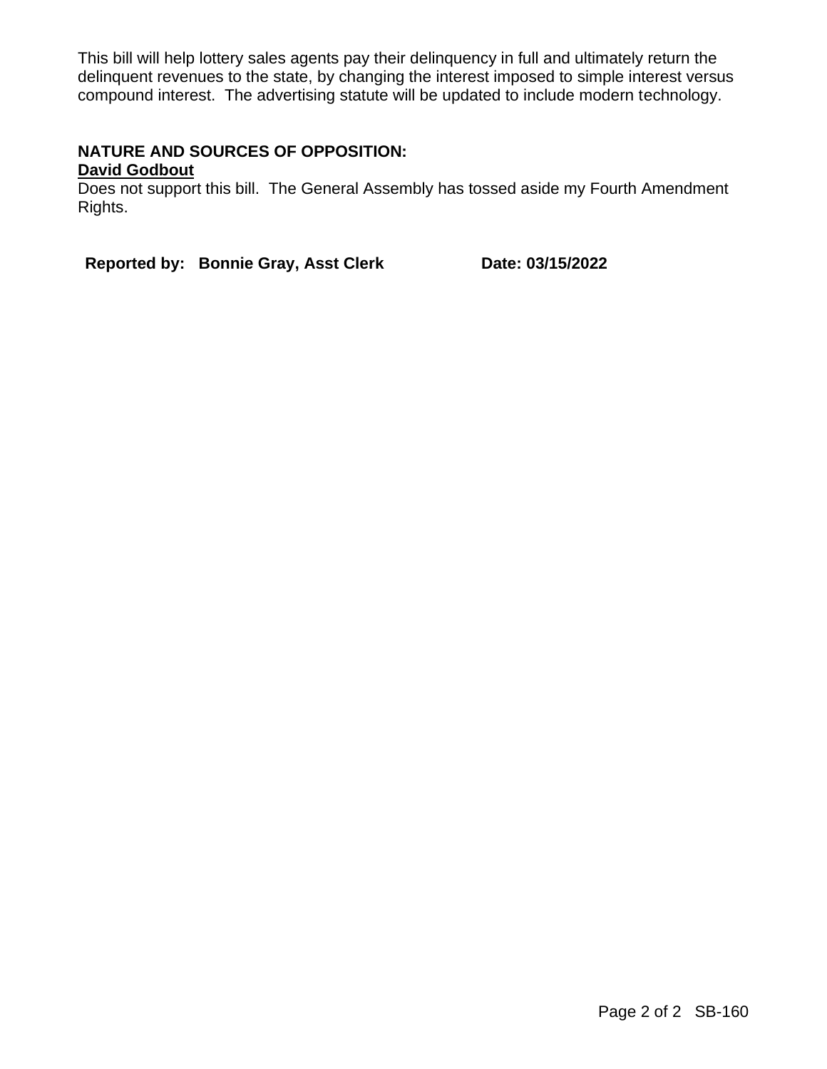This bill will help lottery sales agents pay their delinquency in full and ultimately return the delinquent revenues to the state, by changing the interest imposed to simple interest versus compound interest. The advertising statute will be updated to include modern technology.

**NATURE AND SOURCES OF OPPOSITION:**

**David Godbout**

Does not support this bill. The General Assembly has tossed aside my Fourth Amendment Rights.

**Reported by: Bonnie Gray, Asst Clerk** **Date: 03/15/2022**